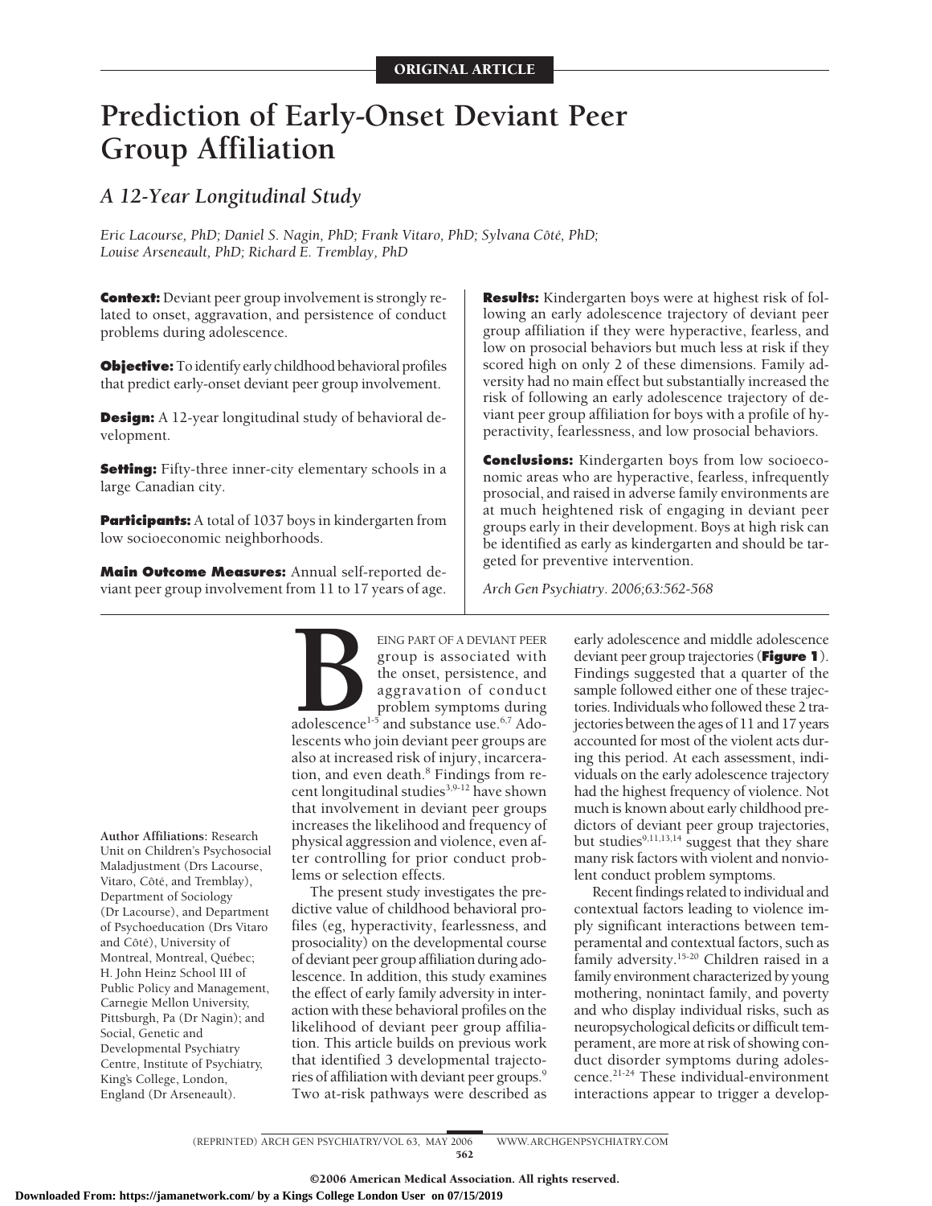ORIGINAL ARTICLE

# Prediction of Early-Onset Deviant Peer Group Affiliation

## *A 12-Year Longitudinal Study*

*Eric Lacourse, PhD; Daniel S. Nagin, PhD; Frank Vitaro, PhD; Sylvana Côté, PhD; Louise Arseneault, PhD; Richard E. Tremblay, PhD*

**Context:** Deviant peer group involvement is strongly related to onset, aggravation, and persistence of conduct problems during adolescence.

**Objective:** To identify early childhood behavioral profiles that predict early-onset deviant peer group involvement.

**Design:** A 12-year longitudinal study of behavioral development.

**Setting:** Fifty-three inner-city elementary schools in a large Canadian city.

**Participants:** A total of 1037 boys in kindergarten from low socioeconomic neighborhoods.

**Main Outcome Measures:** Annual self-reported deviant peer group involvement from 11 to 17 years of age.

**Results:** Kindergarten boys were at highest risk of following an early adolescence trajectory of deviant peer group affiliation if they were hyperactive, fearless, and low on prosocial behaviors but much less at risk if they scored high on only 2 of these dimensions. Family adversity had no main effect but substantially increased the risk of following an early adolescence trajectory of deviant peer group affiliation for boys with a profile of hyperactivity, fearlessness, and low prosocial behaviors.

**Conclusions:** Kindergarten boys from low socioeconomic areas who are hyperactive, fearless, infrequently prosocial, and raised in adverse family environments are at much heightened risk of engaging in deviant peer groups early in their development. Boys at high risk can be identified as early as kindergarten and should be targeted for preventive intervention.

*Arch Gen Psychiatry. 2006;63:562-568*

BEING PART OF A DEVIANT PEER group is associated with the onset, persistence, and aggravation of conduct problem symptoms during adolescence[1-5] and substance use.[6,7] Adolescents who join deviant peer groups are also at increased risk of injury, incarceration, and even death.[8] Findings from recent longitudinal studies[3,9-12] have shown that involvement in deviant peer groups increases the likelihood and frequency of physical aggression and violence, even after controlling for prior conduct problems or selection effects.

The present study investigates the predictive value of childhood behavioral profiles (eg, hyperactivity, fearlessness, and prosociality) on the developmental course of deviant peer group affiliation during adolescence. In addition, this study examines the effect of early family adversity in interaction with these behavioral profiles on the likelihood of deviant peer group affiliation. This article builds on previous work that identified 3 developmental trajectories of affiliation with deviant peer groups.[9] Two at-risk pathways were described as early adolescence and middle adolescence deviant peer group trajectories (**Figure 1**). Findings suggested that a quarter of the sample followed either one of these trajectories. Individuals who followed these 2 trajectories between the ages of 11 and 17 years accounted for most of the violent acts during this period. At each assessment, individuals on the early adolescence trajectory had the highest frequency of violence. Not much is known about early childhood predictors of deviant peer group trajectories, but studies[9,11,13,14] suggest that they share many risk factors with violent and nonviolent conduct problem symptoms.

Recent findings related to individual and contextual factors leading to violence imply significant interactions between temperamental and contextual factors, such as family adversity.[15-20] Children raised in a family environment characterized by young mothering, nonintact family, and poverty and who display individual risks, such as neuropsychological deficits or difficult temperament, are more at risk of showing conduct disorder symptoms during adolescence.[21-24] These individual-environment interactions appear to trigger a develop-

Author Affiliations: Research Unit on Children's Psychosocial Maladjustment (Drs Lacourse, Vitaro, Côté, and Tremblay), Department of Sociology (Dr Lacourse), and Department of Psychoeducation (Drs Vitaro and Côté), University of Montreal, Montreal, Québec; H. John Heinz School III of Public Policy and Management, Carnegie Mellon University, Pittsburgh, Pa (Dr Nagin); and Social, Genetic and Developmental Psychiatry Centre, Institute of Psychiatry, King's College, London, England (Dr Arseneault).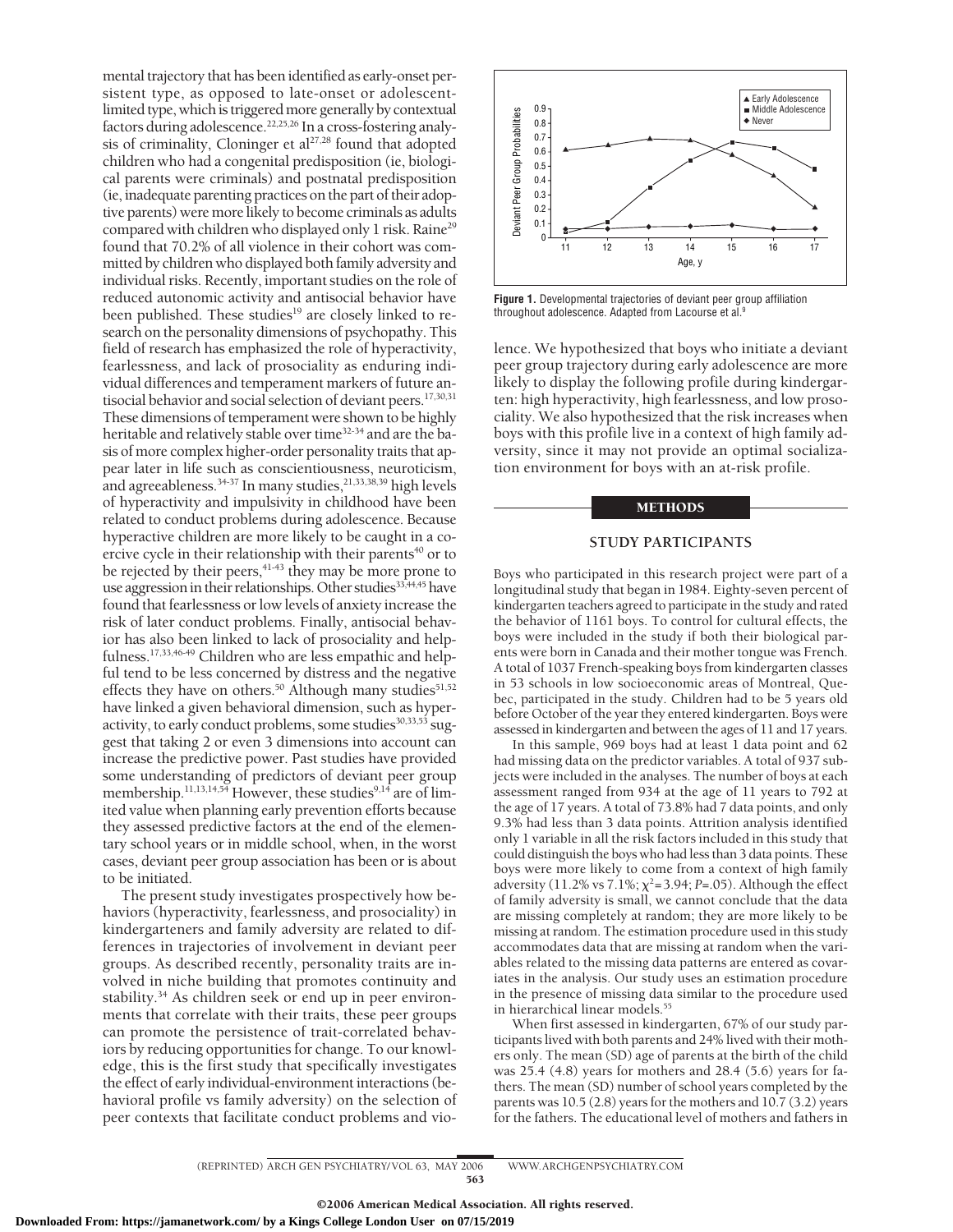mental trajectory that has been identified as early-onset persistent type, as opposed to late-onset or adolescent-limited type, which is triggered more generally by contextual factors during adolescence.[22,25,26] In a cross-fostering analysis of criminality, Cloninger et al[27,28] found that adopted children who had a congenital predisposition (ie, biological parents were criminals) and postnatal predisposition (ie, inadequate parenting practices on the part of their adoptive parents) were more likely to become criminals as adults compared with children who displayed only 1 risk. Raine[29] found that 70.2% of all violence in their cohort was committed by children who displayed both family adversity and individual risks. Recently, important studies on the role of reduced autonomic activity and antisocial behavior have been published. These studies[19] are closely linked to research on the personality dimensions of psychopathy. This field of research has emphasized the role of hyperactivity, fearlessness, and lack of prosociality as enduring individual differences and temperament markers of future antisocial behavior and social selection of deviant peers.[17,30,31] These dimensions of temperament were shown to be highly heritable and relatively stable over time[32-34] and are the basis of more complex higher-order personality traits that appear later in life such as conscientiousness, neuroticism, and agreeableness.[34-37] In many studies,[21,33,38,39] high levels of hyperactivity and impulsivity in childhood have been related to conduct problems during adolescence. Because hyperactive children are more likely to be caught in a coercive cycle in their relationship with their parents[40] or to be rejected by their peers,[41-43] they may be more prone to use aggression in their relationships. Other studies[33,44,45] have found that fearlessness or low levels of anxiety increase the risk of later conduct problems. Finally, antisocial behavior has also been linked to lack of prosociality and helpfulness.[17,33,46-49] Children who are less empathic and helpful tend to be less concerned by distress and the negative effects they have on others.[50] Although many studies[51,52] have linked a given behavioral dimension, such as hyperactivity, to early conduct problems, some studies[30,33,53] suggest that taking 2 or even 3 dimensions into account can increase the predictive power. Past studies have provided some understanding of predictors of deviant peer group membership.[11,13,14,54] However, these studies[9,14] are of limited value when planning early prevention efforts because they assessed predictive factors at the end of the elementary school years or in middle school, when, in the worst cases, deviant peer group association has been or is about to be initiated.

The present study investigates prospectively how behaviors (hyperactivity, fearlessness, and prosociality) in kindergarteners and family adversity are related to differences in trajectories of involvement in deviant peer groups. As described recently, personality traits are involved in niche building that promotes continuity and stability.[34] As children seek or end up in peer environments that correlate with their traits, these peer groups can promote the persistence of trait-correlated behaviors by reducing opportunities for change. To our knowledge, this is the first study that specifically investigates the effect of early individual-environment interactions (behavioral profile vs family adversity) on the selection of peer contexts that facilitate conduct problems and violence. We hypothesized that boys who initiate a deviant peer group trajectory during early adolescence are more likely to display the following profile during kindergarten: high hyperactivity, high fearlessness, and low prosociality. We also hypothesized that the risk increases when boys with this profile live in a context of high family adversity, since it may not provide an optimal socialization environment for boys with an at-risk profile.

**Figure 1.** Developmental trajectories of deviant peer group affiliation throughout adolescence. Adapted from Lacourse et al.[9]

## METHODS

### STUDY PARTICIPANTS

Boys who participated in this research project were part of a longitudinal study that began in 1984. Eighty-seven percent of kindergarten teachers agreed to participate in the study and rated the behavior of 1161 boys. To control for cultural effects, the boys were included in the study if both their biological parents were born in Canada and their mother tongue was French. A total of 1037 French-speaking boys from kindergarten classes in 53 schools in low socioeconomic areas of Montreal, Quebec, participated in the study. Children had to be 5 years old before October of the year they entered kindergarten. Boys were assessed in kindergarten and between the ages of 11 and 17 years.

In this sample, 969 boys had at least 1 data point and 62 had missing data on the predictor variables. A total of 937 subjects were included in the analyses. The number of boys at each assessment ranged from 934 at the age of 11 years to 792 at the age of 17 years. A total of 73.8% had 7 data points, and only 9.3% had less than 3 data points. Attrition analysis identified only 1 variable in all the risk factors included in this study that could distinguish the boys who had less than 3 data points. These boys were more likely to come from a context of high family adversity (11.2% vs 7.1%; $\chi^2$=3.94; $P$=.05). Although the effect of family adversity is small, we cannot conclude that the data are missing completely at random; they are more likely to be missing at random. The estimation procedure used in this study accommodates data that are missing at random when the variables related to the missing data patterns are entered as covariates in the analysis. Our study uses an estimation procedure in the presence of missing data similar to the procedure used in hierarchical linear models.[55]

When first assessed in kindergarten, 67% of our study participants lived with both parents and 24% lived with their mothers only. The mean (SD) age of parents at the birth of the child was 25.4 (4.8) years for mothers and 28.4 (5.6) years for fathers. The mean (SD) number of school years completed by the parents was 10.5 (2.8) years for the mothers and 10.7 (3.2) years for the fathers. The educational level of mothers and fathers in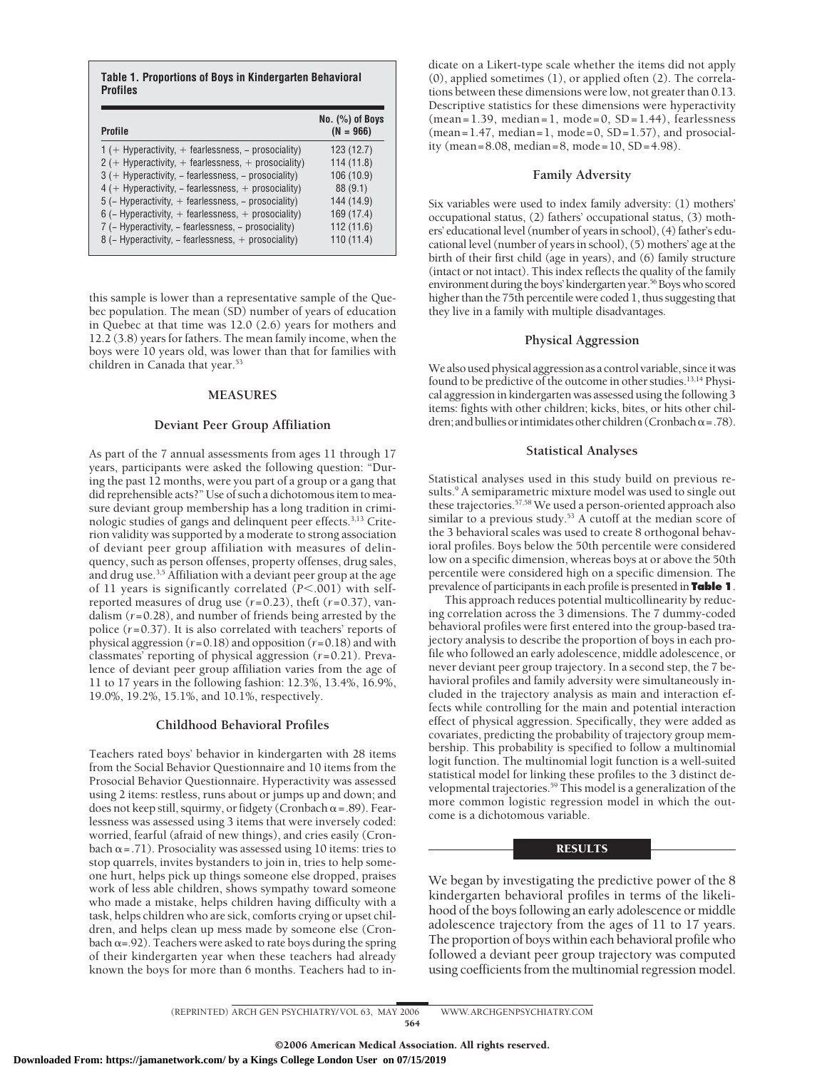**Table 1. Proportions of Boys in Kindergarten Behavioral Profiles**

| Profile | No. (%) of Boys (N = 966) |
|---|---|
| 1 (+ Hyperactivity, + fearlessness, – prosociality) | 123 (12.7) |
| 2 (+ Hyperactivity, + fearlessness, + prosociality) | 114 (11.8) |
| 3 (+ Hyperactivity, – fearlessness, – prosociality) | 106 (10.9) |
| 4 (+ Hyperactivity, – fearlessness, + prosociality) | 88 (9.1) |
| 5 (– Hyperactivity, + fearlessness, – prosociality) | 144 (14.9) |
| 6 (– Hyperactivity, + fearlessness, + prosociality) | 169 (17.4) |
| 7 (– Hyperactivity, – fearlessness, – prosociality) | 112 (11.6) |
| 8 (– Hyperactivity, – fearlessness, + prosociality) | 110 (11.4) |

this sample is lower than a representative sample of the Quebec population. The mean (SD) number of years of education in Quebec at that time was 12.0 (2.6) years for mothers and 12.2 (3.8) years for fathers. The mean family income, when the boys were 10 years old, was lower than that for families with children in Canada that year.[53]

## MEASURES

### Deviant Peer Group Affiliation

As part of the 7 annual assessments from ages 11 through 17 years, participants were asked the following question: "During the past 12 months, were you part of a group or a gang that did reprehensible acts?" Use of such a dichotomous item to measure deviant group membership has a long tradition in criminologic studies of gangs and delinquent peer effects.[3,13] Criterion validity was supported by a moderate to strong association of deviant peer group affiliation with measures of delinquency, such as person offenses, property offenses, drug sales, and drug use.[3,5] Affiliation with a deviant peer group at the age of 11 years is significantly correlated ($P<.001$) with self-reported measures of drug use ($r=0.23$), theft ($r=0.37$), vandalism ($r=0.28$), and number of friends being arrested by the police ($r=0.37$). It is also correlated with teachers' reports of physical aggression ($r=0.18$) and opposition ($r=0.18$) and with classmates' reporting of physical aggression ($r=0.21$). Prevalence of deviant peer group affiliation varies from the age of 11 to 17 years in the following fashion: 12.3%, 13.4%, 16.9%, 19.0%, 19.2%, 15.1%, and 10.1%, respectively.

### Childhood Behavioral Profiles

Teachers rated boys' behavior in kindergarten with 28 items from the Social Behavior Questionnaire and 10 items from the Prosocial Behavior Questionnaire. Hyperactivity was assessed using 2 items: restless, runs about or jumps up and down; and does not keep still, squirmy, or fidgety (Cronbach $\alpha=.89$). Fearlessness was assessed using 3 items that were inversely coded: worried, fearful (afraid of new things), and cries easily (Cronbach $\alpha=.71$). Prosociality was assessed using 10 items: tries to stop quarrels, invites bystanders to join in, tries to help someone hurt, helps pick up things someone else dropped, praises work of less able children, shows sympathy toward someone who made a mistake, helps children having difficulty with a task, helps children who are sick, comforts crying or upset children, and helps clean up mess made by someone else (Cronbach $\alpha=.92$). Teachers were asked to rate boys during the spring of their kindergarten year when these teachers had already known the boys for more than 6 months. Teachers had to indicate on a Likert-type scale whether the items did not apply (0), applied sometimes (1), or applied often (2). The correlations between these dimensions were low, not greater than 0.13. Descriptive statistics for these dimensions were hyperactivity (mean = 1.39, median = 1, mode = 0, SD = 1.44), fearlessness (mean = 1.47, median = 1, mode = 0, SD = 1.57), and prosociality (mean = 8.08, median = 8, mode = 10, SD = 4.98).

### Family Adversity

Six variables were used to index family adversity: (1) mothers' occupational status, (2) fathers' occupational status, (3) mothers' educational level (number of years in school), (4) father's educational level (number of years in school), (5) mothers' age at the birth of their first child (age in years), and (6) family structure (intact or not intact). This index reflects the quality of the family environment during the boys' kindergarten year.[56] Boys who scored higher than the 75th percentile were coded 1, thus suggesting that they live in a family with multiple disadvantages.

### Physical Aggression

We also used physical aggression as a control variable, since it was found to be predictive of the outcome in other studies.[13,14] Physical aggression in kindergarten was assessed using the following 3 items: fights with other children; kicks, bites, or hits other children; and bullies or intimidates other children (Cronbach $\alpha=.78$).

### Statistical Analyses

Statistical analyses used in this study build on previous results.[9] A semiparametric mixture model was used to single out these trajectories.[57,58] We used a person-oriented approach also similar to a previous study.[53] A cutoff at the median score of the 3 behavioral scales was used to create 8 orthogonal behavioral profiles. Boys below the 50th percentile were considered low on a specific dimension, whereas boys at or above the 50th percentile were considered high on a specific dimension. The prevalence of participants in each profile is presented in **Table 1**.

This approach reduces potential multicollinearity by reducing correlation across the 3 dimensions. The 7 dummy-coded behavioral profiles were first entered into the group-based trajectory analysis to describe the proportion of boys in each profile who followed an early adolescence, middle adolescence, or never deviant peer group trajectory. In a second step, the 7 behavioral profiles and family adversity were simultaneously included in the trajectory analysis as main and interaction effects while controlling for the main and potential interaction effect of physical aggression. Specifically, they were added as covariates, predicting the probability of trajectory group membership. This probability is specified to follow a multinomial logit function. The multinomial logit function is a well-suited statistical model for linking these profiles to the 3 distinct developmental trajectories.[59] This model is a generalization of the more common logistic regression model in which the outcome is a dichotomous variable.

## RESULTS

We began by investigating the predictive power of the 8 kindergarten behavioral profiles in terms of the likelihood of the boys following an early adolescence or middle adolescence trajectory from the ages of 11 to 17 years. The proportion of boys within each behavioral profile who followed a deviant peer group trajectory was computed using coefficients from the multinomial regression model.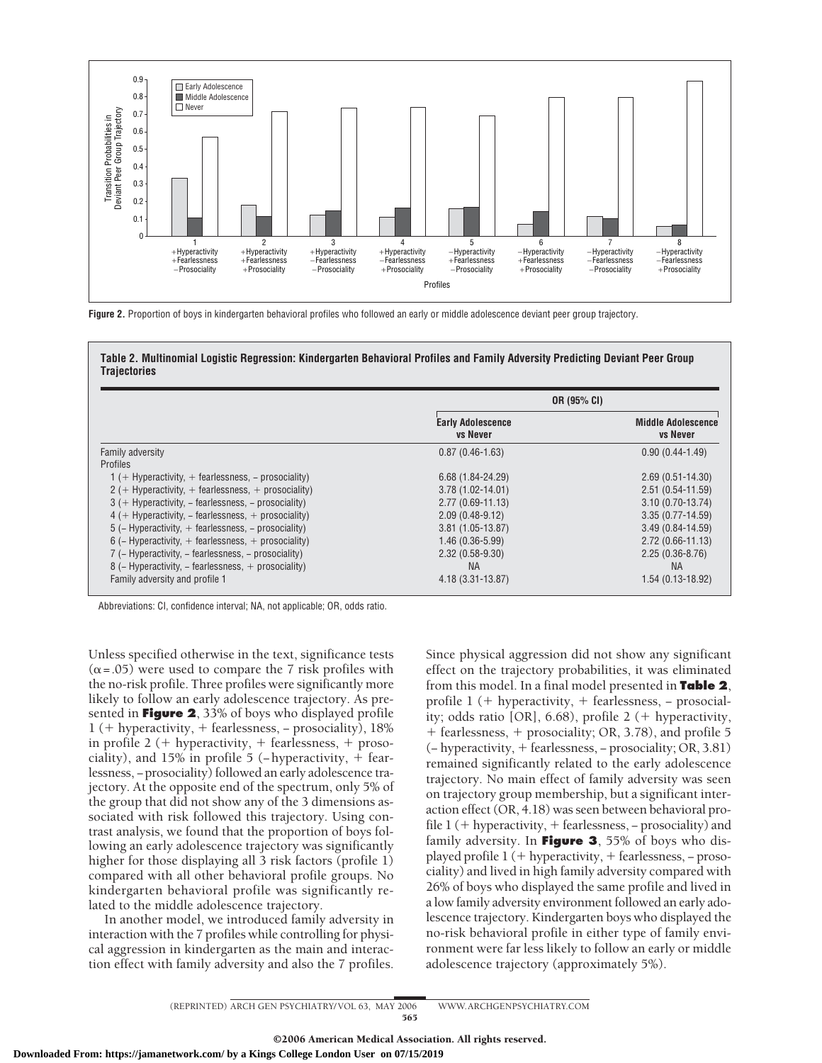**Figure 2.** Proportion of boys in kindergarten behavioral profiles who followed an early or middle adolescence deviant peer group trajectory.

**Table 2. Multinomial Logistic Regression: Kindergarten Behavioral Profiles and Family Adversity Predicting Deviant Peer Group Trajectories**

| | OR (95% CI) | |
|---|---|---|
| | **Early Adolescence vs Never** | **Middle Adolescence vs Never** |
| Family adversity | 0.87 (0.46-1.63) | 0.90 (0.44-1.49) |
| Profiles | | |
| 1 (+ Hyperactivity, + fearlessness, – prosociality) | 6.68 (1.84-24.29) | 2.69 (0.51-14.30) |
| 2 (+ Hyperactivity, + fearlessness, + prosociality) | 3.78 (1.02-14.01) | 2.51 (0.54-11.59) |
| 3 (+ Hyperactivity, – fearlessness, – prosociality) | 2.77 (0.69-11.13) | 3.10 (0.70-13.74) |
| 4 (+ Hyperactivity, – fearlessness, + prosociality) | 2.09 (0.48-9.12) | 3.35 (0.77-14.59) |
| 5 (– Hyperactivity, + fearlessness, – prosociality) | 3.81 (1.05-13.87) | 3.49 (0.84-14.59) |
| 6 (– Hyperactivity, + fearlessness, + prosociality) | 1.46 (0.36-5.99) | 2.72 (0.66-11.13) |
| 7 (– Hyperactivity, – fearlessness, – prosociality) | 2.32 (0.58-9.30) | 2.25 (0.36-8.76) |
| 8 (– Hyperactivity, – fearlessness, + prosociality) | NA | NA |
| Family adversity and profile 1 | 4.18 (3.31-13.87) | 1.54 (0.13-18.92) |

Abbreviations: CI, confidence interval; NA, not applicable; OR, odds ratio.

Unless specified otherwise in the text, significance tests ($\alpha = .05$) were used to compare the 7 risk profiles with the no-risk profile. Three profiles were significantly more likely to follow an early adolescence trajectory. As presented in **Figure 2**, 33% of boys who displayed profile 1 (+ hyperactivity, + fearlessness, – prosociality), 18% in profile 2 (+ hyperactivity, + fearlessness, + prosociality), and 15% in profile 5 (–hyperactivity, + fearlessness, –prosociality) followed an early adolescence trajectory. At the opposite end of the spectrum, only 5% of the group that did not show any of the 3 dimensions associated with risk followed this trajectory. Using contrast analysis, we found that the proportion of boys following an early adolescence trajectory was significantly higher for those displaying all 3 risk factors (profile 1) compared with all other behavioral profile groups. No kindergarten behavioral profile was significantly related to the middle adolescence trajectory.

In another model, we introduced family adversity in interaction with the 7 profiles while controlling for physical aggression in kindergarten as the main and interaction effect with family adversity and also the 7 profiles. Since physical aggression did not show any significant effect on the trajectory probabilities, it was eliminated from this model. In a final model presented in **Table 2**, profile 1 (+ hyperactivity, + fearlessness, – prosociality; odds ratio [OR], 6.68), profile 2 (+ hyperactivity, + fearlessness, + prosociality; OR, 3.78), and profile 5 (– hyperactivity, + fearlessness, – prosociality; OR, 3.81) remained significantly related to the early adolescence trajectory. No main effect of family adversity was seen on trajectory group membership, but a significant interaction effect (OR, 4.18) was seen between behavioral profile 1 (+ hyperactivity, + fearlessness, – prosociality) and family adversity. In **Figure 3**, 55% of boys who displayed profile 1 (+ hyperactivity, + fearlessness, – prosociality) and lived in high family adversity compared with 26% of boys who displayed the same profile and lived in a low family adversity environment followed an early adolescence trajectory. Kindergarten boys who displayed the no-risk behavioral profile in either type of family environment were far less likely to follow an early or middle adolescence trajectory (approximately 5%).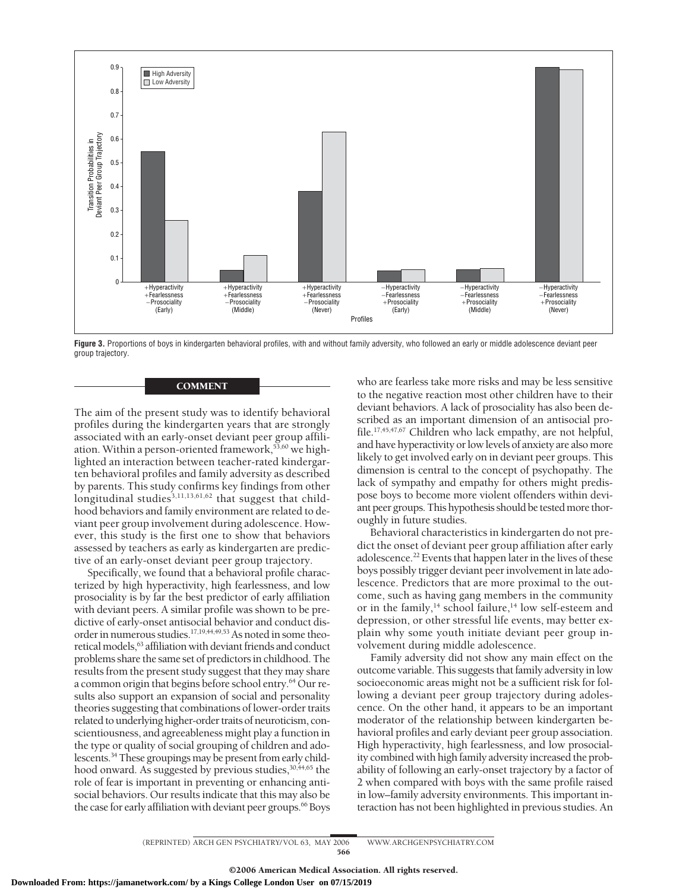**Figure 3.** Proportions of boys in kindergarten behavioral profiles, with and without family adversity, who followed an early or middle adolescence deviant peer group trajectory.

## COMMENT

The aim of the present study was to identify behavioral profiles during the kindergarten years that are strongly associated with an early-onset deviant peer group affiliation. Within a person-oriented framework,[53,60] we highlighted an interaction between teacher-rated kindergarten behavioral profiles and family adversity as described by parents. This study confirms key findings from other longitudinal studies[3,11,13,61,62] that suggest that childhood behaviors and family environment are related to deviant peer group involvement during adolescence. However, this study is the first one to show that behaviors assessed by teachers as early as kindergarten are predictive of an early-onset deviant peer group trajectory.

Specifically, we found that a behavioral profile characterized by high hyperactivity, high fearlessness, and low prosociality is by far the best predictor of early affiliation with deviant peers. A similar profile was shown to be predictive of early-onset antisocial behavior and conduct disorder in numerous studies.[17,19,44,49,53] As noted in some theoretical models,[63] affiliation with deviant friends and conduct problems share the same set of predictors in childhood. The results from the present study suggest that they may share a common origin that begins before school entry.[64] Our results also support an expansion of social and personality theories suggesting that combinations of lower-order traits related to underlying higher-order traits of neuroticism, conscientiousness, and agreeableness might play a function in the type or quality of social grouping of children and adolescents.[34] These groupings may be present from early childhood onward. As suggested by previous studies,[30,44,65] the role of fear is important in preventing or enhancing antisocial behaviors. Our results indicate that this may also be the case for early affiliation with deviant peer groups.[66] Boys who are fearless take more risks and may be less sensitive to the negative reaction most other children have to their deviant behaviors. A lack of prosociality has also been described as an important dimension of an antisocial profile.[17,45,47,67] Children who lack empathy, are not helpful, and have hyperactivity or low levels of anxiety are also more likely to get involved early on in deviant peer groups. This dimension is central to the concept of psychopathy. The lack of sympathy and empathy for others might predispose boys to become more violent offenders within deviant peer groups. This hypothesis should be tested more thoroughly in future studies.

Behavioral characteristics in kindergarten do not predict the onset of deviant peer group affiliation after early adolescence.[22] Events that happen later in the lives of these boys possibly trigger deviant peer involvement in late adolescence. Predictors that are more proximal to the outcome, such as having gang members in the community or in the family,[14] school failure,[14] low self-esteem and depression, or other stressful life events, may better explain why some youth initiate deviant peer group involvement during middle adolescence.

Family adversity did not show any main effect on the outcome variable. This suggests that family adversity in low socioeconomic areas might not be a sufficient risk for following a deviant peer group trajectory during adolescence. On the other hand, it appears to be an important moderator of the relationship between kindergarten behavioral profiles and early deviant peer group association. High hyperactivity, high fearlessness, and low prosociality combined with high family adversity increased the probability of following an early-onset trajectory by a factor of 2 when compared with boys with the same profile raised in low–family adversity environments. This important interaction has not been highlighted in previous studies. An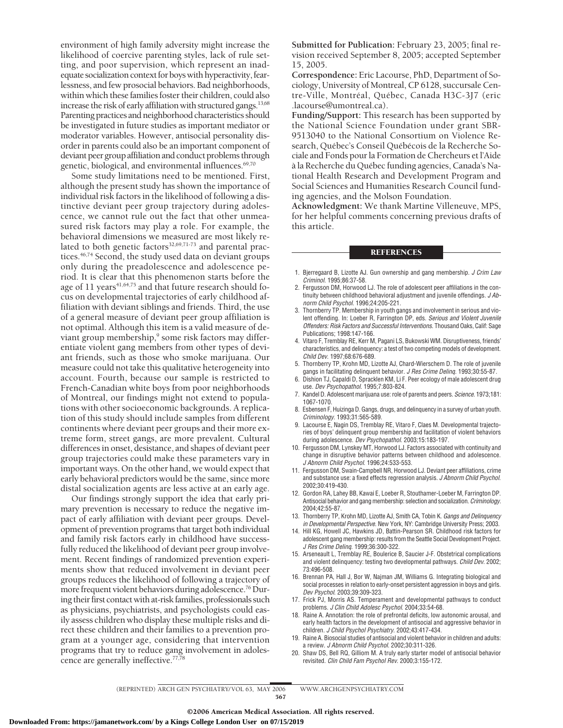environment of high family adversity might increase the likelihood of coercive parenting styles, lack of rule setting, and poor supervision, which represent an inadequate socialization context for boys with hyperactivity, fearlessness, and few prosocial behaviors. Bad neighborhoods, within which these families foster their children, could also increase the risk of early affiliation with structured gangs.[13,68] Parenting practices and neighborhood characteristics should be investigated in future studies as important mediator or moderator variables. However, antisocial personality disorder in parents could also be an important component of deviant peer group affiliation and conduct problems through genetic, biological, and environmental influences.[69,70]

Some study limitations need to be mentioned. First, although the present study has shown the importance of individual risk factors in the likelihood of following a distinctive deviant peer group trajectory during adolescence, we cannot rule out the fact that other unmeasured risk factors may play a role. For example, the behavioral dimensions we measured are most likely related to both genetic factors[32,69,71-73] and parental practices.[46,74] Second, the study used data on deviant groups only during the preadolescence and adolescence period. It is clear that this phenomenon starts before the age of 11 years[41,64,75] and that future research should focus on developmental trajectories of early childhood affiliation with deviant siblings and friends. Third, the use of a general measure of deviant peer group affiliation is not optimal. Although this item is a valid measure of deviant group membership,[9] some risk factors may differentiate violent gang members from other types of deviant friends, such as those who smoke marijuana. Our measure could not take this qualitative heterogeneity into account. Fourth, because our sample is restricted to French-Canadian white boys from poor neighborhoods of Montreal, our findings might not extend to populations with other socioeconomic backgrounds. A replication of this study should include samples from different continents where deviant peer groups and their more extreme form, street gangs, are more prevalent. Cultural differences in onset, desistance, and shapes of deviant peer group trajectories could make these parameters vary in important ways. On the other hand, we would expect that early behavioral predictors would be the same, since more distal socialization agents are less active at an early age.

Our findings strongly support the idea that early primary prevention is necessary to reduce the negative impact of early affiliation with deviant peer groups. Development of prevention programs that target both individual and family risk factors early in childhood have successfully reduced the likelihood of deviant peer group involvement. Recent findings of randomized prevention experiments show that reduced involvement in deviant peer groups reduces the likelihood of following a trajectory of more frequent violent behaviors during adolescence.[76] During their first contact with at-risk families, professionals such as physicians, psychiatrists, and psychologists could easily assess children who display these multiple risks and direct these children and their families to a prevention program at a younger age, considering that intervention programs that try to reduce gang involvement in adolescence are generally ineffective.[77,78]

**Submitted for Publication:** February 23, 2005; final revision received September 8, 2005; accepted September 15, 2005.

**Correspondence:** Eric Lacourse, PhD, Department of Sociology, University of Montreal, CP 6128, succursale Centre-Ville, Montréal, Québec, Canada H3C-3J7 (eric.lacourse@umontreal.ca).

**Funding/Support:** This research has been supported by the National Science Foundation under grant SBR-9513040 to the National Consortium on Violence Research, Québec's Conseil Québécois de la Recherche Sociale and Fonds pour la Formation de Chercheurs et l'Aide à la Recherche du Québec funding agencies, Canada's National Health Research and Development Program and Social Sciences and Humanities Research Council funding agencies, and the Molson Foundation.

**Acknowledgment:** We thank Martine Villeneuve, MPS, for her helpful comments concerning previous drafts of this article.

## REFERENCES

1. Bjerregaard B, Lizotte AJ. Gun ownership and gang membership. *J Crim Law Criminol.* 1995;86:37-58.
2. Fergusson DM, Horwood LJ. The role of adolescent peer affiliations in the continuity between childhood behavioral adjustment and juvenile offendings. *J Abnorm Child Psychol.* 1996;24:205-221.
3. Thornberry TP. Membership in youth gangs and involvement in serious and violent offending. In: Loeber R, Farrington DP, eds. *Serious and Violent Juvenile Offenders: Risk Factors and Successful Interventions.* Thousand Oaks, Calif: Sage Publications; 1998:147-166.
4. Vitaro F, Tremblay RE, Kerr M, Pagani LS, Bukowski WM. Disruptiveness, friends' characteristics, and delinquency: a test of two competing models of development. *Child Dev.* 1997;68:676-689.
5. Thornberry TP, Krohn MD, Lizotte AJ, Chard-Wierschem D. The role of juvenile gangs in facilitating delinquent behavior. *J Res Crime Delinq.* 1993;30:55-87.
6. Dishion TJ, Capaldi D, Spracklen KM, Li F. Peer ecology of male adolescent drug use. *Dev Psychopathol.* 1995;7:803-824.
7. Kandel D. Adolescent marijuana use: role of parents and peers. *Science.* 1973;181:1067-1070.
8. Esbensen F, Huizinga D. Gangs, drugs, and delinquency in a survey of urban youth. *Criminology.* 1993;31:565-589.
9. Lacourse E, Nagin DS, Tremblay RE, Vitaro F, Claes M. Developmental trajectories of boys' delinquent group membership and facilitation of violent behaviors during adolescence. *Dev Psychopathol.* 2003;15:183-197.
10. Fergusson DM, Lynskey MT, Horwood LJ. Factors associated with continuity and change in disruptive behavior patterns between childhood and adolescence. *J Abnorm Child Psychol.* 1996;24:533-553.
11. Fergusson DM, Swain-Campbell NR, Horwood LJ. Deviant peer affiliations, crime and substance use: a fixed effects regression analysis. *J Abnorm Child Psychol.* 2002;30:419-430.
12. Gordon RA, Lahey BB, Kawai E, Loeber R, Stouthamer-Loeber M, Farrington DP. Antisocial behavior and gang membership: selection and socialization. *Criminology.* 2004;42:55-87.
13. Thornberry TP, Krohn MD, Lizotte AJ, Smith CA, Tobin K. *Gangs and Delinquency in Developmental Perspective.* New York, NY: Cambridge University Press; 2003.
14. Hill KG, Howell JC, Hawkins JD, Battin-Pearson SR. Childhood risk factors for adolescent gang membership: results from the Seattle Social Development Project. *J Res Crime Delinq.* 1999;36:300-322.
15. Arseneault L, Tremblay RE, Boulerice B, Saucier J-F. Obstetrical complications and violent delinquency: testing two developmental pathways. *Child Dev.* 2002;73:496-508.
16. Brennan PA, Hall J, Bor W, Najman JM, Williams G. Integrating biological and social processes in relation to early-onset persistent aggression in boys and girls. *Dev Psychol.* 2003;39:309-323.
17. Frick PJ, Morris AS. Temperament and developmental pathways to conduct problems. *J Clin Child Adolesc Psychol.* 2004;33:54-68.
18. Raine A. Annotation: the role of prefrontal deficits, low autonomic arousal, and early health factors in the development of antisocial and aggressive behavior in children. *J Child Psychol Psychiatry.* 2002;43:417-434.
19. Raine A. Biosocial studies of antisocial and violent behavior in children and adults: a review. *J Abnorm Child Psychol.* 2002;30:311-326.
20. Shaw DS, Bell RQ, Gilliom M. A truly early starter model of antisocial behavior revisited. *Clin Child Fam Psychol Rev.* 2000;3:155-172.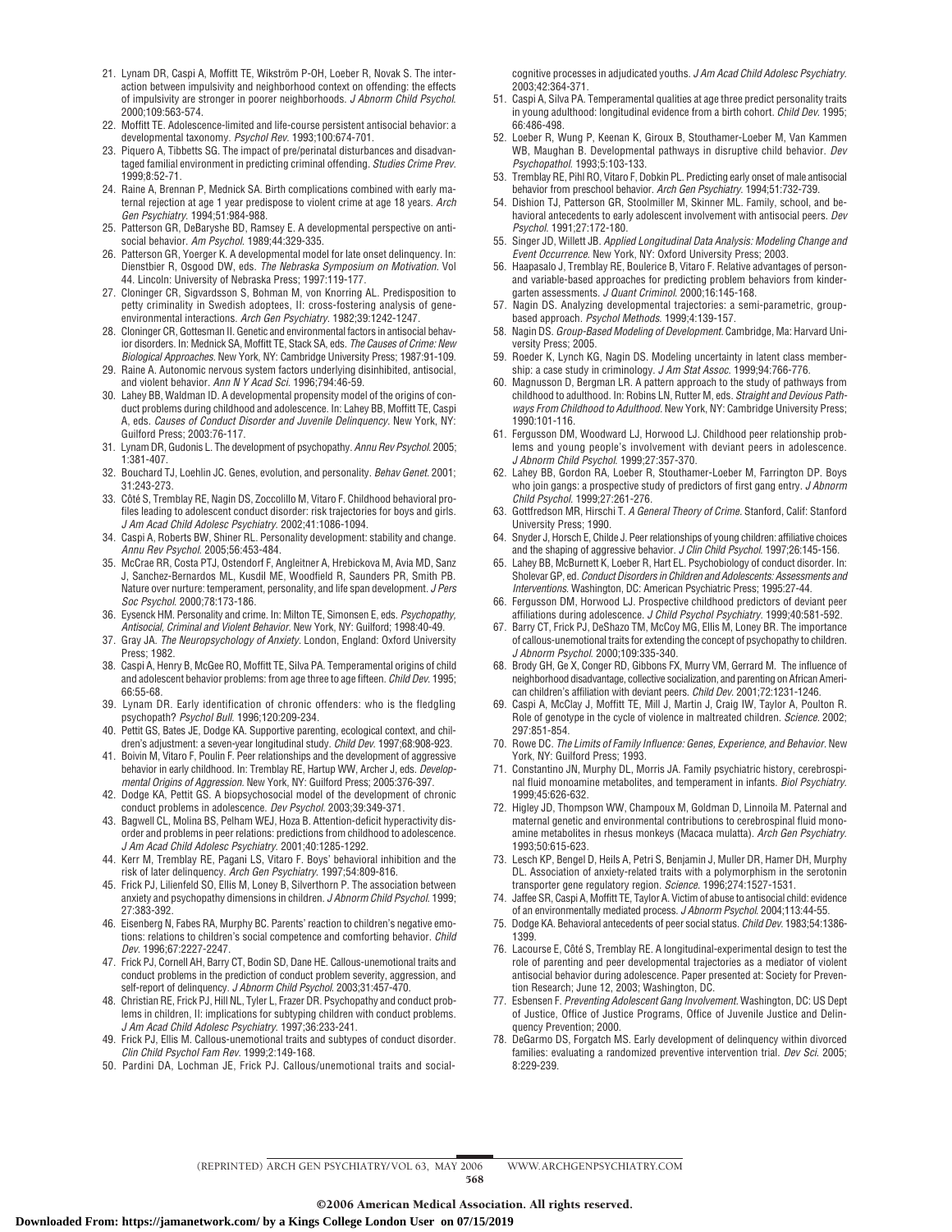21. Lynam DR, Caspi A, Moffitt TE, Wikström P-OH, Loeber R, Novak S. The interaction between impulsivity and neighborhood context on offending: the effects of impulsivity are stronger in poorer neighborhoods. *J Abnorm Child Psychol.* 2000;109:563-574.
22. Moffitt TE. Adolescence-limited and life-course persistent antisocial behavior: a developmental taxonomy. *Psychol Rev.* 1993;100:674-701.
23. Piquero A, Tibbetts SG. The impact of pre/perinatal disturbances and disadvantaged familial environment in predicting criminal offending. *Studies Crime Prev.* 1999;8:52-71.
24. Raine A, Brennan P, Mednick SA. Birth complications combined with early maternal rejection at age 1 year predispose to violent crime at age 18 years. *Arch Gen Psychiatry.* 1994;51:984-988.
25. Patterson GR, DeBaryshe BD, Ramsey E. A developmental perspective on antisocial behavior. *Am Psychol.* 1989;44:329-335.
26. Patterson GR, Yoerger K. A developmental model for late onset delinquency. In: Dienstbier R, Osgood DW, eds. *The Nebraska Symposium on Motivation.* Vol 44. Lincoln: University of Nebraska Press; 1997:119-177.
27. Cloninger CR, Sigvardsson S, Bohman M, von Knorring AL. Predisposition to petty criminality in Swedish adoptees, II: cross-fostering analysis of gene-environmental interactions. *Arch Gen Psychiatry.* 1982;39:1242-1247.
28. Cloninger CR, Gottesman II. Genetic and environmental factors in antisocial behavior disorders. In: Mednick SA, Moffitt TE, Stack SA, eds. *The Causes of Crime: New Biological Approaches.* New York, NY: Cambridge University Press; 1987:91-109.
29. Raine A. Autonomic nervous system factors underlying disinhibited, antisocial, and violent behavior. *Ann N Y Acad Sci.* 1996;794:46-59.
30. Lahey BB, Waldman ID. A developmental propensity model of the origins of conduct problems during childhood and adolescence. In: Lahey BB, Moffitt TE, Caspi A, eds. *Causes of Conduct Disorder and Juvenile Delinquency.* New York, NY: Guilford Press; 2003:76-117.
31. Lynam DR, Gudonis L. The development of psychopathy. *Annu Rev Psychol.* 2005;1:381-407.
32. Bouchard TJ, Loehlin JC. Genes, evolution, and personality. *Behav Genet.* 2001;31:243-273.
33. Côté S, Tremblay RE, Nagin DS, Zoccolillo M, Vitaro F. Childhood behavioral profiles leading to adolescent conduct disorder: risk trajectories for boys and girls. *J Am Acad Child Adolesc Psychiatry.* 2002;41:1086-1094.
34. Caspi A, Roberts BW, Shiner RL. Personality development: stability and change. *Annu Rev Psychol.* 2005;56:453-484.
35. McCrae RR, Costa PTJ, Ostendorf F, Angleitner A, Hrebickova M, Avia MD, Sanz J, Sanchez-Bernardos ML, Kusdil ME, Woodfield R, Saunders PR, Smith PB. Nature over nurture: temperament, personality, and life span development. *J Pers Soc Psychol.* 2000;78:173-186.
36. Eysenck HM. Personality and crime. In: Milton TE, Simonsen E, eds. *Psychopathy, Antisocial, Criminal and Violent Behavior.* New York, NY: Guilford; 1998:40-49.
37. Gray JA. *The Neuropsychology of Anxiety.* London, England: Oxford University Press; 1982.
38. Caspi A, Henry B, McGee RO, Moffitt TE, Silva PA. Temperamental origins of child and adolescent behavior problems: from age three to age fifteen. *Child Dev.* 1995;66:55-68.
39. Lynam DR. Early identification of chronic offenders: who is the fledgling psychopath? *Psychol Bull.* 1996;120:209-234.
40. Pettit GS, Bates JE, Dodge KA. Supportive parenting, ecological context, and children's adjustment: a seven-year longitudinal study. *Child Dev.* 1997;68:908-923.
41. Boivin M, Vitaro F, Poulin F. Peer relationships and the development of aggressive behavior in early childhood. In: Tremblay RE, Hartup WW, Archer J, eds. *Developmental Origins of Aggression.* New York, NY: Guilford Press; 2005:376-397.
42. Dodge KA, Pettit GS. A biopsychosocial model of the development of chronic conduct problems in adolescence. *Dev Psychol.* 2003;39:349-371.
43. Bagwell CL, Molina BS, Pelham WEJ, Hoza B. Attention-deficit hyperactivity disorder and problems in peer relations: predictions from childhood to adolescence. *J Am Acad Child Adolesc Psychiatry.* 2001;40:1285-1292.
44. Kerr M, Tremblay RE, Pagani LS, Vitaro F. Boys' behavioral inhibition and the risk of later delinquency. *Arch Gen Psychiatry.* 1997;54:809-816.
45. Frick PJ, Lilienfeld SO, Ellis M, Loney B, Silverthorn P. The association between anxiety and psychopathy dimensions in children. *J Abnorm Child Psychol.* 1999;27:383-392.
46. Eisenberg N, Fabes RA, Murphy BC. Parents' reaction to children's negative emotions: relations to children's social competence and comforting behavior. *Child Dev.* 1996;67:2227-2247.
47. Frick PJ, Cornell AH, Barry CT, Bodin SD, Dane HE. Callous-unemotional traits and conduct problems in the prediction of conduct problem severity, aggression, and self-report of delinquency. *J Abnorm Child Psychol.* 2003;31:457-470.
48. Christian RE, Frick PJ, Hill NL, Tyler L, Frazer DR. Psychopathy and conduct problems in children, II: implications for subtyping children with conduct problems. *J Am Acad Child Adolesc Psychiatry.* 1997;36:233-241.
49. Frick PJ, Ellis M. Callous-unemotional traits and subtypes of conduct disorder. *Clin Child Psychol Fam Rev.* 1999;2:149-168.
50. Pardini DA, Lochman JE, Frick PJ. Callous/unemotional traits and social-cognitive processes in adjudicated youths. *J Am Acad Child Adolesc Psychiatry.* 2003;42:364-371.
51. Caspi A, Silva PA. Temperamental qualities at age three predict personality traits in young adulthood: longitudinal evidence from a birth cohort. *Child Dev.* 1995;66:486-498.
52. Loeber R, Wung P, Keenan K, Giroux B, Stouthamer-Loeber M, Van Kammen WB, Maughan B. Developmental pathways in disruptive child behavior. *Dev Psychopathol.* 1993;5:103-133.
53. Tremblay RE, Pihl RO, Vitaro F, Dobkin PL. Predicting early onset of male antisocial behavior from preschool behavior. *Arch Gen Psychiatry.* 1994;51:732-739.
54. Dishion TJ, Patterson GR, Stoolmiller M, Skinner ML. Family, school, and behavioral antecedents to early adolescent involvement with antisocial peers. *Dev Psychol.* 1991;27:172-180.
55. Singer JD, Willett JB. *Applied Longitudinal Data Analysis: Modeling Change and Event Occurrence.* New York, NY: Oxford University Press; 2003.
56. Haapasalo J, Tremblay RE, Boulerice B, Vitaro F. Relative advantages of person- and variable-based approaches for predicting problem behaviors from kindergarten assessments. *J Quant Criminol.* 2000;16:145-168.
57. Nagin DS. Analyzing developmental trajectories: a semi-parametric, group-based approach. *Psychol Methods.* 1999;4:139-157.
58. Nagin DS. *Group-Based Modeling of Development.* Cambridge, Ma: Harvard University Press; 2005.
59. Roeder K, Lynch KG, Nagin DS. Modeling uncertainty in latent class membership: a case study in criminology. *J Am Stat Assoc.* 1999;94:766-776.
60. Magnusson D, Bergman LR. A pattern approach to the study of pathways from childhood to adulthood. In: Robins LN, Rutter M, eds. *Straight and Devious Pathways From Childhood to Adulthood.* New York, NY: Cambridge University Press; 1990:101-116.
61. Fergusson DM, Woodward LJ, Horwood LJ. Childhood peer relationship problems and young people's involvement with deviant peers in adolescence. *J Abnorm Child Psychol.* 1999;27:357-370.
62. Lahey BB, Gordon RA, Loeber R, Stouthamer-Loeber M, Farrington DP. Boys who join gangs: a prospective study of predictors of first gang entry. *J Abnorm Child Psychol.* 1999;27:261-276.
63. Gottfredson MR, Hirschi T. *A General Theory of Crime.* Stanford, Calif: Stanford University Press; 1990.
64. Snyder J, Horsch E, Childe J. Peer relationships of young children: affiliative choices and the shaping of aggressive behavior. *J Clin Child Psychol.* 1997;26:145-156.
65. Lahey BB, McBurnett K, Loeber R, Hart EL. Psychobiology of conduct disorder. In: Sholevar GP, ed. *Conduct Disorders in Children and Adolescents: Assessments and Interventions.* Washington, DC: American Psychiatric Press; 1995:27-44.
66. Fergusson DM, Horwood LJ. Prospective childhood predictors of deviant peer affiliations during adolescence. *J Child Psychol Psychiatry.* 1999;40:581-592.
67. Barry CT, Frick PJ, DeShazo TM, McCoy MG, Ellis M, Loney BR. The importance of callous-unemotional traits for extending the concept of psychopathy to children. *J Abnorm Psychol.* 2000;109:335-340.
68. Brody GH, Ge X, Conger RD, Gibbons FX, Murry VM, Gerrard M. The influence of neighborhood disadvantage, collective socialization, and parenting on African American children's affiliation with deviant peers. *Child Dev.* 2001;72:1231-1246.
69. Caspi A, McClay J, Moffitt TE, Mill J, Martin J, Craig IW, Taylor A, Poulton R. Role of genotype in the cycle of violence in maltreated children. *Science.* 2002;297:851-854.
70. Rowe DC. *The Limits of Family Influence: Genes, Experience, and Behavior.* New York, NY: Guilford Press; 1993.
71. Constantino JN, Murphy DL, Morris JA. Family psychiatric history, cerebrospinal fluid monoamine metabolites, and temperament in infants. *Biol Psychiatry.* 1999;45:626-632.
72. Higley JD, Thompson WW, Champoux M, Goldman D, Linnoila M. Paternal and maternal genetic and environmental contributions to cerebrospinal fluid monoamine metabolites in rhesus monkeys (Macaca mulatta). *Arch Gen Psychiatry.* 1993;50:615-623.
73. Lesch KP, Bengel D, Heils A, Petri S, Benjamin J, Muller DR, Hamer DH, Murphy DL. Association of anxiety-related traits with a polymorphism in the serotonin transporter gene regulatory region. *Science.* 1996;274:1527-1531.
74. Jaffee SR, Caspi A, Moffitt TE, Taylor A. Victim of abuse to antisocial child: evidence of an environmentally mediated process. *J Abnorm Psychol.* 2004;113:44-55.
75. Dodge KA. Behavioral antecedents of peer social status. *Child Dev.* 1983;54:1386-1399.
76. Lacourse E, Côté S, Tremblay RE. A longitudinal-experimental design to test the role of parenting and peer developmental trajectories as a mediator of violent antisocial behavior during adolescence. Paper presented at: Society for Prevention Research; June 12, 2003; Washington, DC.
77. Esbensen F. *Preventing Adolescent Gang Involvement.* Washington, DC: US Dept of Justice, Office of Justice Programs, Office of Juvenile Justice and Delinquency Prevention; 2000.
78. DeGarmo DS, Forgatch MS. Early development of delinquency within divorced families: evaluating a randomized preventive intervention trial. *Dev Sci.* 2005;8:229-239.